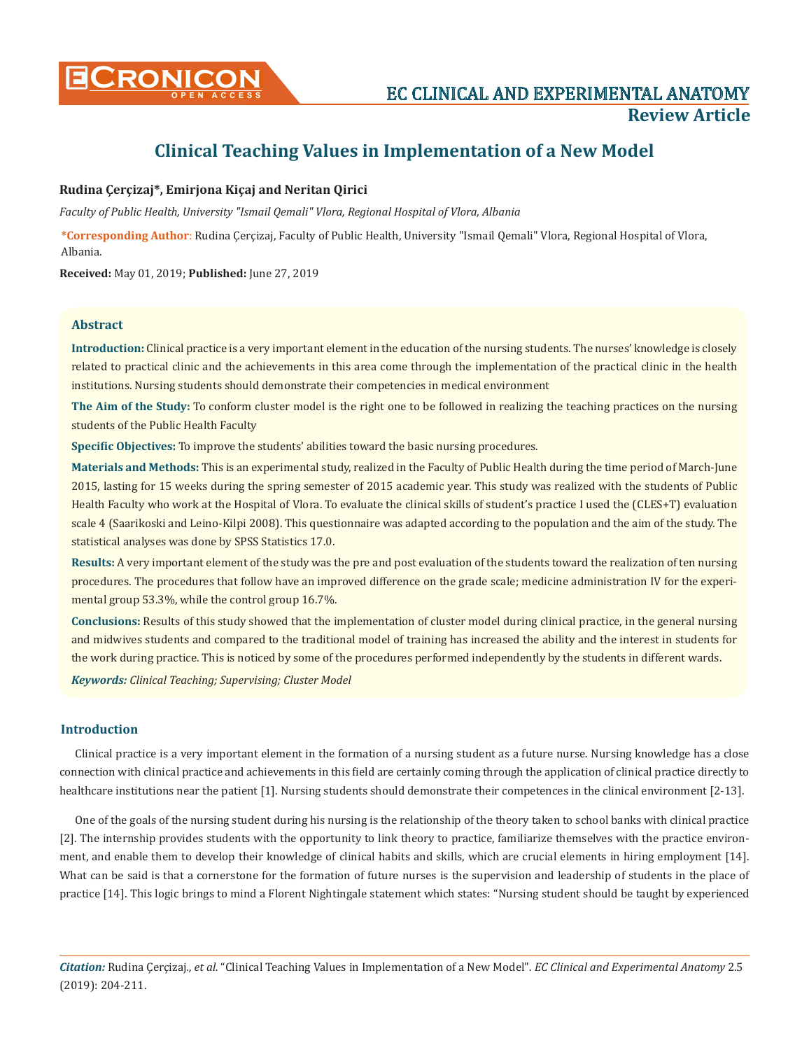**Review Article**

# Clinical Teaching Values in Implementation of a New Model

**Rudina Çerçizaj\*, Emirjona Kiçaj and Neritan Qirici**

*Faculty of Public Health, University "Ismail Qemali" Vlora, Regional Hospital of Vlora, Albania*

**\*Corresponding Author**: Rudina Çerçizaj, Faculty of Public Health, University "Ismail Qemali" Vlora, Regional Hospital of Vlora, Albania.

**Received:** May 01, 2019; **Published:** June 27, 2019

## Abstract

**Introduction:** Clinical practice is a very important element in the education of the nursing students. The nurses' knowledge is closely related to practical clinic and the achievements in this area come through the implementation of the practical clinic in the health institutions. Nursing students should demonstrate their competencies in medical environment

**The Aim of the Study:** To conform cluster model is the right one to be followed in realizing the teaching practices on the nursing students of the Public Health Faculty

**Specific Objectives:** To improve the students' abilities toward the basic nursing procedures.

**Materials and Methods:** This is an experimental study, realized in the Faculty of Public Health during the time period of March-June 2015, lasting for 15 weeks during the spring semester of 2015 academic year. This study was realized with the students of Public Health Faculty who work at the Hospital of Vlora. To evaluate the clinical skills of student's practice I used the (CLES+T) evaluation scale 4 (Saarikoski and Leino-Kilpi 2008). This questionnaire was adapted according to the population and the aim of the study. The statistical analyses was done by SPSS Statistics 17.0.

**Results:** A very important element of the study was the pre and post evaluation of the students toward the realization of ten nursing procedures. The procedures that follow have an improved difference on the grade scale; medicine administration IV for the experimental group 53.3%, while the control group 16.7%.

**Conclusions:** Results of this study showed that the implementation of cluster model during clinical practice, in the general nursing and midwives students and compared to the traditional model of training has increased the ability and the interest in students for the work during practice. This is noticed by some of the procedures performed independently by the students in different wards.

***Keywords:*** *Clinical Teaching; Supervising; Cluster Model*

## Introduction

Clinical practice is a very important element in the formation of a nursing student as a future nurse. Nursing knowledge has a close connection with clinical practice and achievements in this field are certainly coming through the application of clinical practice directly to healthcare institutions near the patient [1]. Nursing students should demonstrate their competences in the clinical environment [2-13].

One of the goals of the nursing student during his nursing is the relationship of the theory taken to school banks with clinical practice [2]. The internship provides students with the opportunity to link theory to practice, familiarize themselves with the practice environment, and enable them to develop their knowledge of clinical habits and skills, which are crucial elements in hiring employment [14]. What can be said is that a cornerstone for the formation of future nurses is the supervision and leadership of students in the place of practice [14]. This logic brings to mind a Florent Nightingale statement which states: "Nursing student should be taught by experienced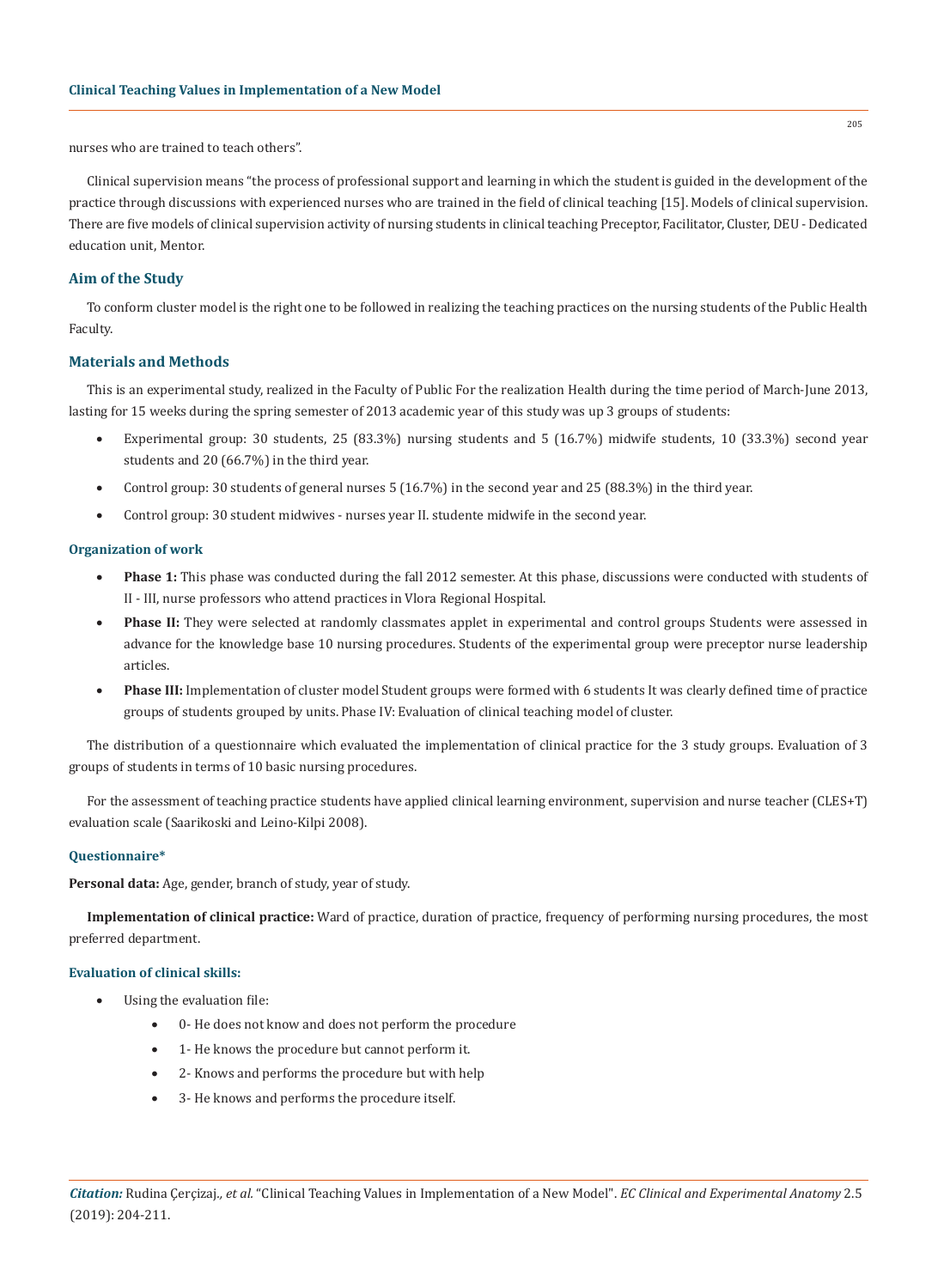nurses who are trained to teach others".

Clinical supervision means "the process of professional support and learning in which the student is guided in the development of the practice through discussions with experienced nurses who are trained in the field of clinical teaching [15]. Models of clinical supervision. There are five models of clinical supervision activity of nursing students in clinical teaching Preceptor, Facilitator, Cluster, DEU - Dedicated education unit, Mentor.

## Aim of the Study

To conform cluster model is the right one to be followed in realizing the teaching practices on the nursing students of the Public Health Faculty.

## Materials and Methods

This is an experimental study, realized in the Faculty of Public For the realization Health during the time period of March-June 2013, lasting for 15 weeks during the spring semester of 2013 academic year of this study was up 3 groups of students:

- Experimental group: 30 students, 25 (83.3%) nursing students and 5 (16.7%) midwife students, 10 (33.3%) second year students and 20 (66.7%) in the third year.
- Control group: 30 students of general nurses 5 (16.7%) in the second year and 25 (88.3%) in the third year.
- Control group: 30 student midwives - nurses year II. studente midwife in the second year.

### Organization of work

- **Phase 1:** This phase was conducted during the fall 2012 semester. At this phase, discussions were conducted with students of II - III, nurse professors who attend practices in Vlora Regional Hospital.
- **Phase II:** They were selected at randomly classmates applet in experimental and control groups Students were assessed in advance for the knowledge base 10 nursing procedures. Students of the experimental group were preceptor nurse leadership articles.
- **Phase III:** Implementation of cluster model Student groups were formed with 6 students It was clearly defined time of practice groups of students grouped by units. Phase IV: Evaluation of clinical teaching model of cluster.

The distribution of a questionnaire which evaluated the implementation of clinical practice for the 3 study groups. Evaluation of 3 groups of students in terms of 10 basic nursing procedures.

For the assessment of teaching practice students have applied clinical learning environment, supervision and nurse teacher (CLES+T) evaluation scale (Saarikoski and Leino-Kilpi 2008).

### Questionnaire*

**Personal data:** Age, gender, branch of study, year of study.

**Implementation of clinical practice:** Ward of practice, duration of practice, frequency of performing nursing procedures, the most preferred department.

### Evaluation of clinical skills:

- Using the evaluation file:
  - 0- He does not know and does not perform the procedure
  - 1- He knows the procedure but cannot perform it.
  - 2- Knows and performs the procedure but with help
  - 3- He knows and performs the procedure itself.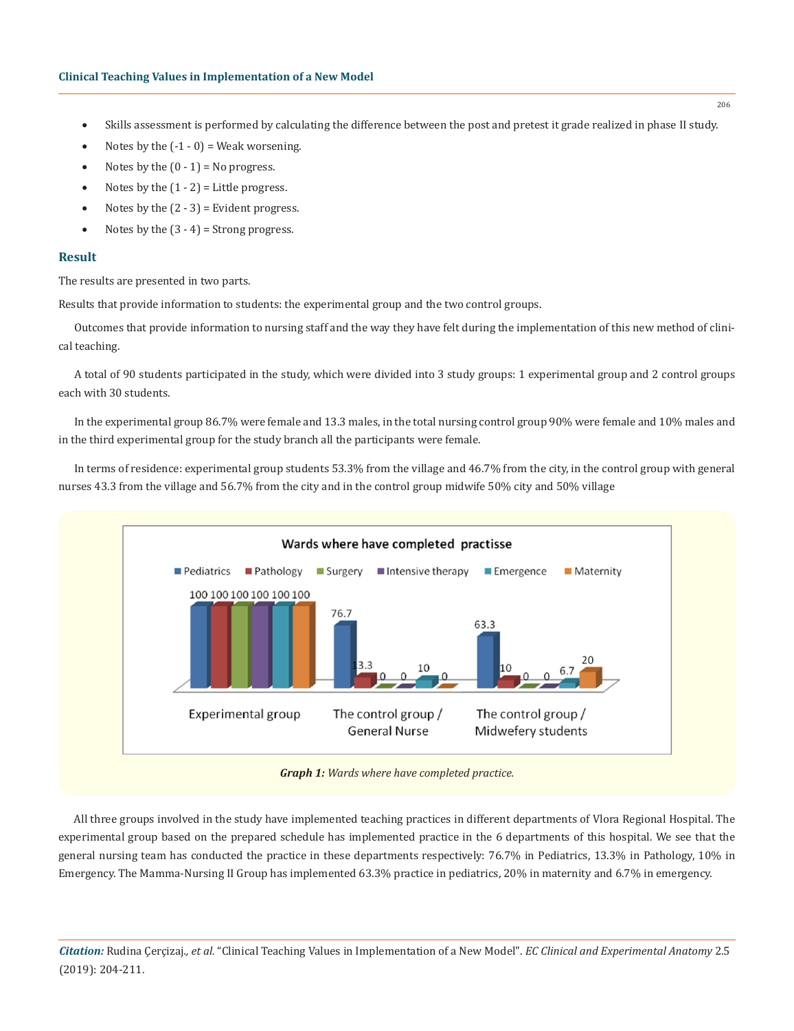- Skills assessment is performed by calculating the difference between the post and pretest it grade realized in phase II study.
- Notes by the (-1 - 0) = Weak worsening.
- Notes by the (0 - 1) = No progress.
- Notes by the (1 - 2) = Little progress.
- Notes by the (2 - 3) = Evident progress.
- Notes by the (3 - 4) = Strong progress.

## Result

The results are presented in two parts.

Results that provide information to students: the experimental group and the two control groups.

Outcomes that provide information to nursing staff and the way they have felt during the implementation of this new method of clinical teaching.

A total of 90 students participated in the study, which were divided into 3 study groups: 1 experimental group and 2 control groups each with 30 students.

In the experimental group 86.7% were female and 13.3 males, in the total nursing control group 90% were female and 10% males and in the third experimental group for the study branch all the participants were female.

In terms of residence: experimental group students 53.3% from the village and 46.7% from the city, in the control group with general nurses 43.3 from the village and 56.7% from the city and in the control group midwife 50% city and 50% village

**Graph 1:** *Wards where have completed practice.*

All three groups involved in the study have implemented teaching practices in different departments of Vlora Regional Hospital. The experimental group based on the prepared schedule has implemented practice in the 6 departments of this hospital. We see that the general nursing team has conducted the practice in these departments respectively: 76.7% in Pediatrics, 13.3% in Pathology, 10% in Emergency. The Mamma-Nursing II Group has implemented 63.3% practice in pediatrics, 20% in maternity and 6.7% in emergency.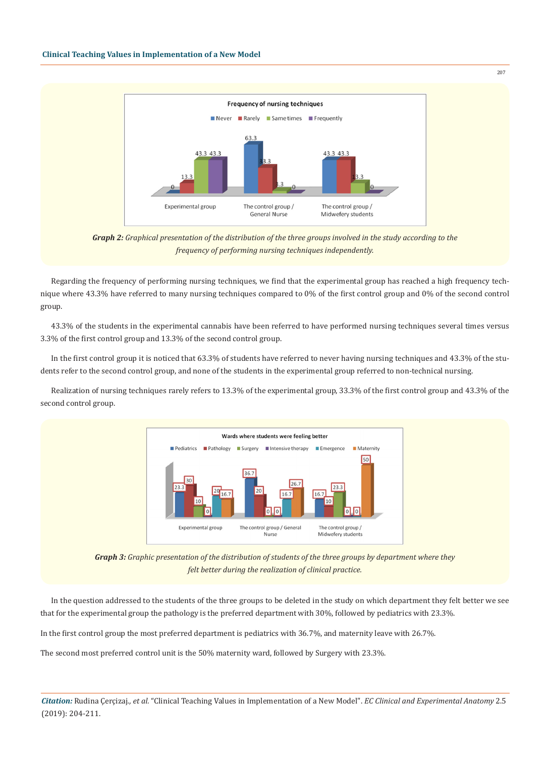*Graph 2: Graphical presentation of the distribution of the three groups involved in the study according to the frequency of performing nursing techniques independently.*

Regarding the frequency of performing nursing techniques, we find that the experimental group has reached a high frequency technique where 43.3% have referred to many nursing techniques compared to 0% of the first control group and 0% of the second control group.

43.3% of the students in the experimental cannabis have been referred to have performed nursing techniques several times versus 3.3% of the first control group and 13.3% of the second control group.

In the first control group it is noticed that 63.3% of students have referred to never having nursing techniques and 43.3% of the students refer to the second control group, and none of the students in the experimental group referred to non-technical nursing.

Realization of nursing techniques rarely refers to 13.3% of the experimental group, 33.3% of the first control group and 43.3% of the second control group.

*Graph 3: Graphic presentation of the distribution of students of the three groups by department where they felt better during the realization of clinical practice.*

In the question addressed to the students of the three groups to be deleted in the study on which department they felt better we see that for the experimental group the pathology is the preferred department with 30%, followed by pediatrics with 23.3%.

In the first control group the most preferred department is pediatrics with 36.7%, and maternity leave with 26.7%.

The second most preferred control unit is the 50% maternity ward, followed by Surgery with 23.3%.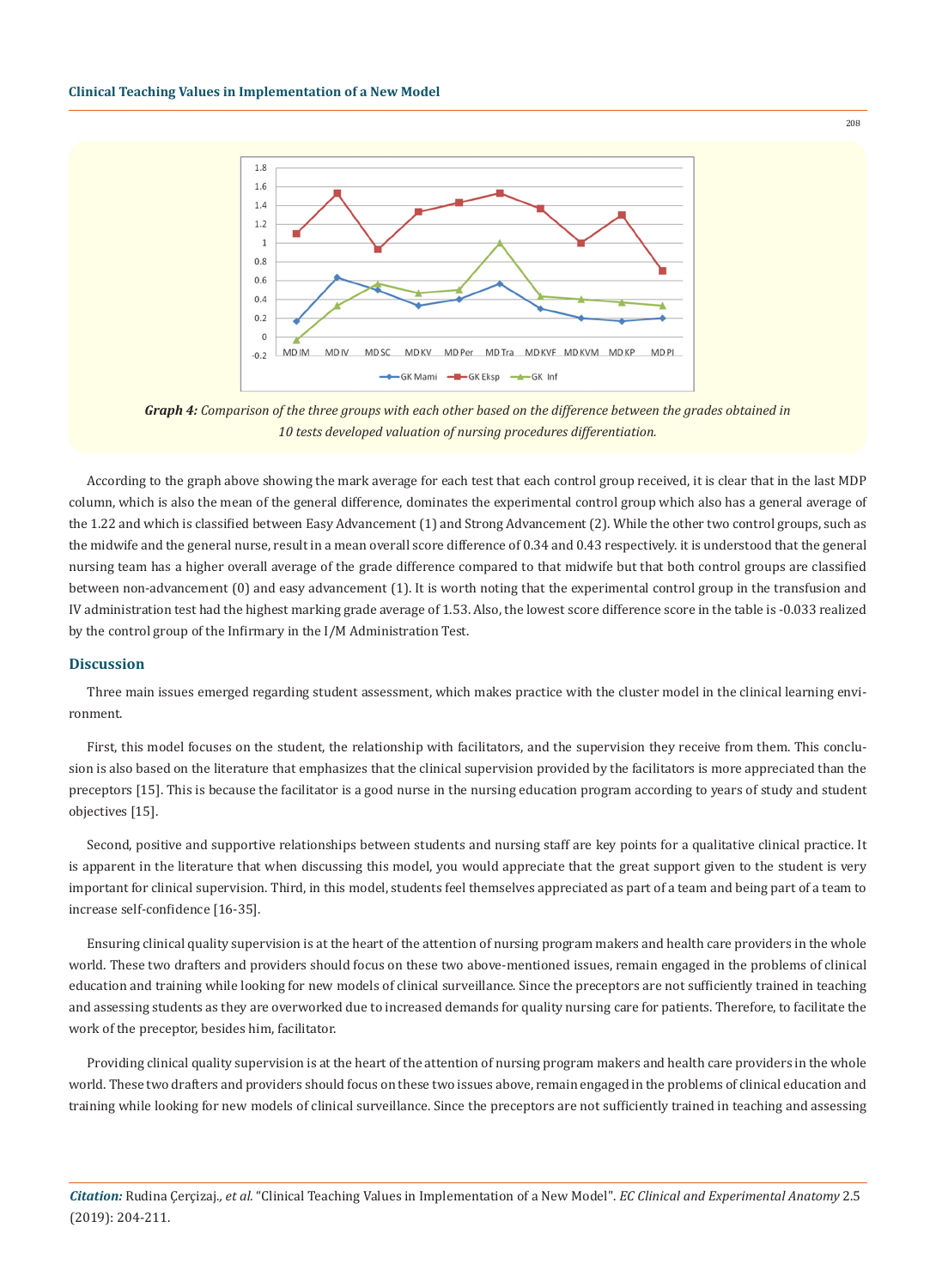*Graph 4:* *Comparison of the three groups with each other based on the difference between the grades obtained in 10 tests developed valuation of nursing procedures differentiation.*

According to the graph above showing the mark average for each test that each control group received, it is clear that in the last MDP column, which is also the mean of the general difference, dominates the experimental control group which also has a general average of the 1.22 and which is classified between Easy Advancement (1) and Strong Advancement (2). While the other two control groups, such as the midwife and the general nurse, result in a mean overall score difference of 0.34 and 0.43 respectively. it is understood that the general nursing team has a higher overall average of the grade difference compared to that midwife but that both control groups are classified between non-advancement (0) and easy advancement (1). It is worth noting that the experimental control group in the transfusion and IV administration test had the highest marking grade average of 1.53. Also, the lowest score difference score in the table is -0.033 realized by the control group of the Infirmary in the I/M Administration Test.

## Discussion

Three main issues emerged regarding student assessment, which makes practice with the cluster model in the clinical learning environment.

First, this model focuses on the student, the relationship with facilitators, and the supervision they receive from them. This conclusion is also based on the literature that emphasizes that the clinical supervision provided by the facilitators is more appreciated than the preceptors [15]. This is because the facilitator is a good nurse in the nursing education program according to years of study and student objectives [15].

Second, positive and supportive relationships between students and nursing staff are key points for a qualitative clinical practice. It is apparent in the literature that when discussing this model, you would appreciate that the great support given to the student is very important for clinical supervision. Third, in this model, students feel themselves appreciated as part of a team and being part of a team to increase self-confidence [16-35].

Ensuring clinical quality supervision is at the heart of the attention of nursing program makers and health care providers in the whole world. These two drafters and providers should focus on these two above-mentioned issues, remain engaged in the problems of clinical education and training while looking for new models of clinical surveillance. Since the preceptors are not sufficiently trained in teaching and assessing students as they are overworked due to increased demands for quality nursing care for patients. Therefore, to facilitate the work of the preceptor, besides him, facilitator.

Providing clinical quality supervision is at the heart of the attention of nursing program makers and health care providers in the whole world. These two drafters and providers should focus on these two issues above, remain engaged in the problems of clinical education and training while looking for new models of clinical surveillance. Since the preceptors are not sufficiently trained in teaching and assessing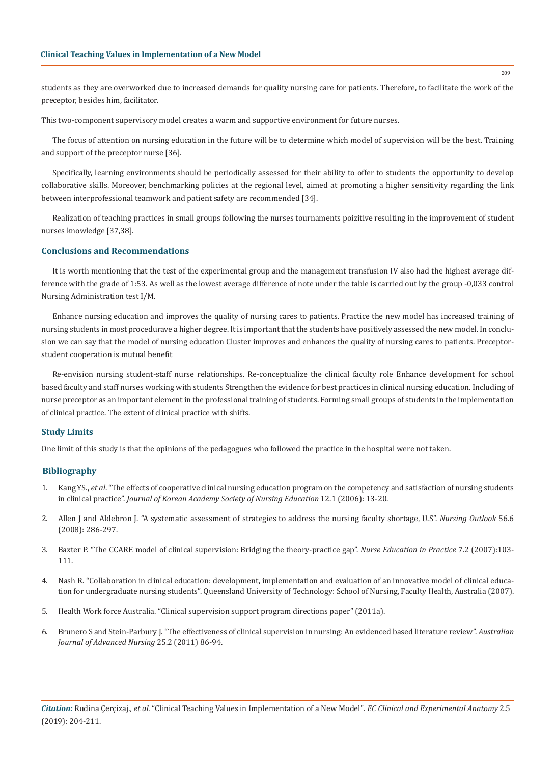students as they are overworked due to increased demands for quality nursing care for patients. Therefore, to facilitate the work of the preceptor, besides him, facilitator.

This two-component supervisory model creates a warm and supportive environment for future nurses.

The focus of attention on nursing education in the future will be to determine which model of supervision will be the best. Training and support of the preceptor nurse [36].

Specifically, learning environments should be periodically assessed for their ability to offer to students the opportunity to develop collaborative skills. Moreover, benchmarking policies at the regional level, aimed at promoting a higher sensitivity regarding the link between interprofessional teamwork and patient safety are recommended [34].

Realization of teaching practices in small groups following the nurses tournaments poizitive resulting in the improvement of student nurses knowledge [37,38].

## Conclusions and Recommendations

It is worth mentioning that the test of the experimental group and the management transfusion IV also had the highest average difference with the grade of 1:53. As well as the lowest average difference of note under the table is carried out by the group -0,033 control Nursing Administration test I/M.

Enhance nursing education and improves the quality of nursing cares to patients. Practice the new model has increased training of nursing students in most procedurave a higher degree. It is important that the students have positively assessed the new model. In conclusion we can say that the model of nursing education Cluster improves and enhances the quality of nursing cares to patients. Preceptor-student cooperation is mutual benefit

Re-envision nursing student-staff nurse relationships. Re-conceptualize the clinical faculty role Enhance development for school based faculty and staff nurses working with students Strengthen the evidence for best practices in clinical nursing education. Including of nurse preceptor as an important element in the professional training of students. Forming small groups of students in the implementation of clinical practice. The extent of clinical practice with shifts.

## Study Limits

One limit of this study is that the opinions of the pedagogues who followed the practice in the hospital were not taken.

## Bibliography

1. Kang YS., *et al*. "The effects of cooperative clinical nursing education program on the competency and satisfaction of nursing students in clinical practice". *Journal of Korean Academy Society of Nursing Education* 12.1 (2006): 13-20.
2. Allen J and Aldebron J. "A systematic assessment of strategies to address the nursing faculty shortage, U.S". *Nursing Outlook* 56.6 (2008): 286-297.
3. Baxter P. "The CCARE model of clinical supervision: Bridging the theory-practice gap". *Nurse Education in Practice* 7.2 (2007):103-111.
4. Nash R. "Collaboration in clinical education: development, implementation and evaluation of an innovative model of clinical education for undergraduate nursing students". Queensland University of Technology: School of Nursing, Faculty Health, Australia (2007).
5. Health Work force Australia. "Clinical supervision support program directions paper" (2011a).
6. Brunero S and Stein-Parbury J. "The effectiveness of clinical supervision in nursing: An evidenced based literature review". *Australian Journal of Advanced Nursing* 25.2 (2011) 86-94.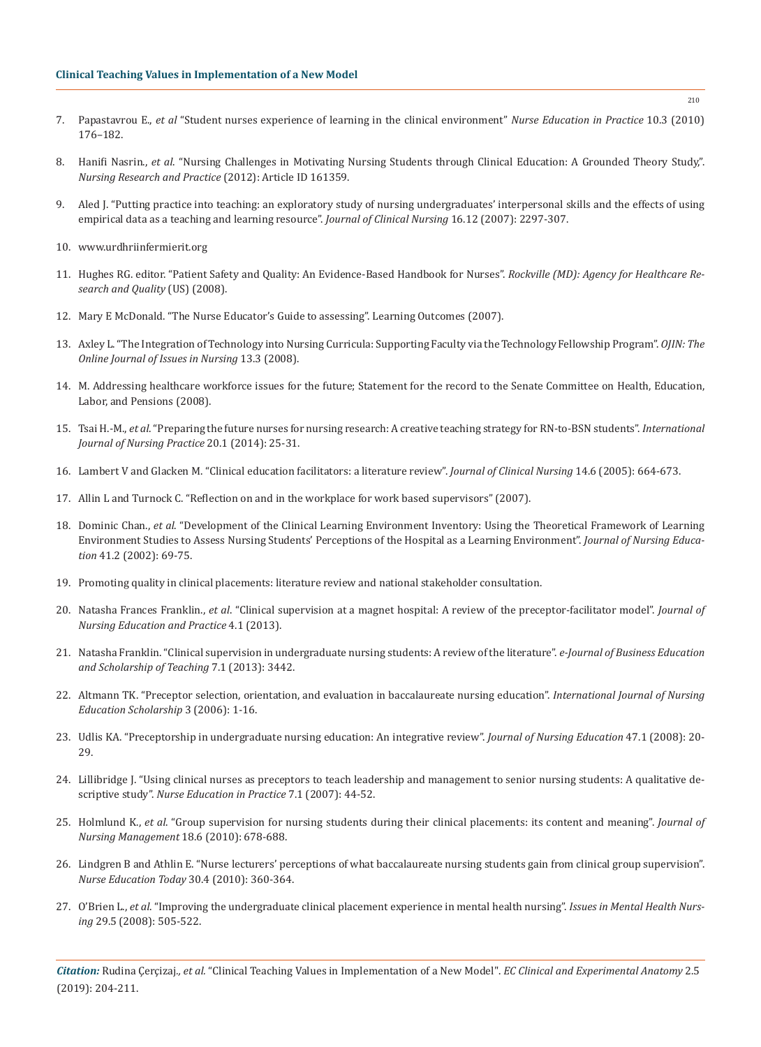7. Papastavrou E., *et al* "Student nurses experience of learning in the clinical environment" *Nurse Education in Practice* 10.3 (2010) 176–182.

8. Hanifi Nasrin., *et al*. "Nursing Challenges in Motivating Nursing Students through Clinical Education: A Grounded Theory Study,". *Nursing Research and Practice* (2012): Article ID 161359.

9. Aled J. "Putting practice into teaching: an exploratory study of nursing undergraduates' interpersonal skills and the effects of using empirical data as a teaching and learning resource". *Journal of Clinical Nursing* 16.12 (2007): 2297-307.

10. www.urdhriinfermierit.org

11. Hughes RG. editor. "Patient Safety and Quality: An Evidence-Based Handbook for Nurses". *Rockville (MD): Agency for Healthcare Research and Quality* (US) (2008).

12. Mary E McDonald. "The Nurse Educator's Guide to assessing". Learning Outcomes (2007).

13. Axley L. "The Integration of Technology into Nursing Curricula: Supporting Faculty via the Technology Fellowship Program". *OJIN: The Online Journal of Issues in Nursing* 13.3 (2008).

14. M. Addressing healthcare workforce issues for the future; Statement for the record to the Senate Committee on Health, Education, Labor, and Pensions (2008).

15. Tsai H.-M., *et al*. "Preparing the future nurses for nursing research: A creative teaching strategy for RN-to-BSN students". *International Journal of Nursing Practice* 20.1 (2014): 25-31.

16. Lambert V and Glacken M. "Clinical education facilitators: a literature review". *Journal of Clinical Nursing* 14.6 (2005): 664-673.

17. Allin L and Turnock C. "Reflection on and in the workplace for work based supervisors" (2007).

18. Dominic Chan., *et al*. "Development of the Clinical Learning Environment Inventory: Using the Theoretical Framework of Learning Environment Studies to Assess Nursing Students' Perceptions of the Hospital as a Learning Environment". *Journal of Nursing Education* 41.2 (2002): 69-75.

19. Promoting quality in clinical placements: literature review and national stakeholder consultation.

20. Natasha Frances Franklin., *et al*. "Clinical supervision at a magnet hospital: A review of the preceptor-facilitator model". *Journal of Nursing Education and Practice* 4.1 (2013).

21. Natasha Franklin. "Clinical supervision in undergraduate nursing students: A review of the literature". *e-Journal of Business Education and Scholarship of Teaching* 7.1 (2013): 3442.

22. Altmann TK. "Preceptor selection, orientation, and evaluation in baccalaureate nursing education". *International Journal of Nursing Education Scholarship* 3 (2006): 1-16.

23. Udlis KA. "Preceptorship in undergraduate nursing education: An integrative review". *Journal of Nursing Education* 47.1 (2008): 20-29.

24. Lillibridge J. "Using clinical nurses as preceptors to teach leadership and management to senior nursing students: A qualitative descriptive study". *Nurse Education in Practice* 7.1 (2007): 44-52.

25. Holmlund K., *et al*. "Group supervision for nursing students during their clinical placements: its content and meaning". *Journal of Nursing Management* 18.6 (2010): 678-688.

26. Lindgren B and Athlin E. "Nurse lecturers' perceptions of what baccalaureate nursing students gain from clinical group supervision". *Nurse Education Today* 30.4 (2010): 360-364.

27. O'Brien L., *et al*. "Improving the undergraduate clinical placement experience in mental health nursing". *Issues in Mental Health Nursing* 29.5 (2008): 505-522.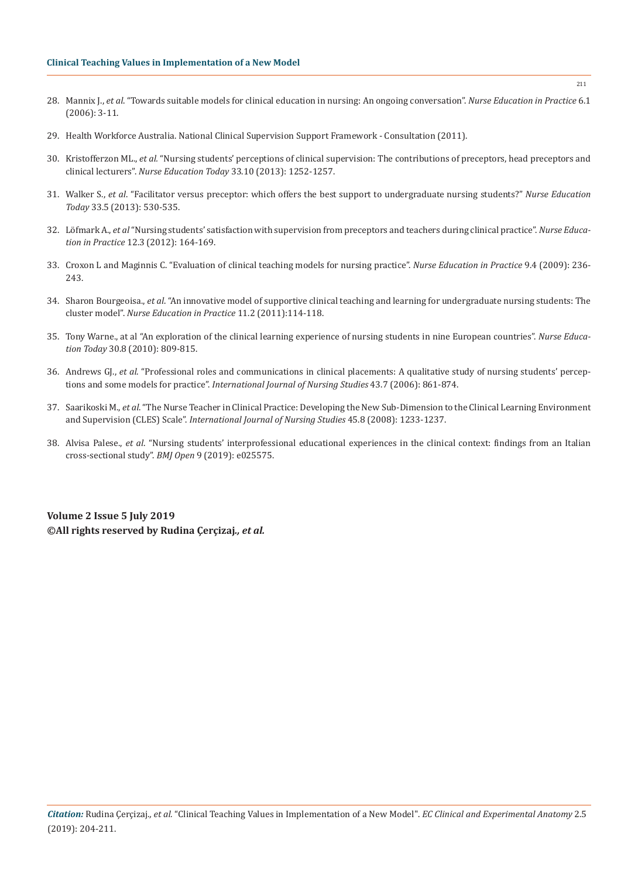28. Mannix J., *et al.* "Towards suitable models for clinical education in nursing: An ongoing conversation". *Nurse Education in Practice* 6.1 (2006): 3-11.

29. Health Workforce Australia. National Clinical Supervision Support Framework - Consultation (2011).

30. Kristofferzon ML., *et al.* "Nursing students' perceptions of clinical supervision: The contributions of preceptors, head preceptors and clinical lecturers". *Nurse Education Today* 33.10 (2013): 1252-1257.

31. Walker S., *et al.* "Facilitator versus preceptor: which offers the best support to undergraduate nursing students?" *Nurse Education Today* 33.5 (2013): 530-535.

32. Löfmark A., *et al* "Nursing students' satisfaction with supervision from preceptors and teachers during clinical practice". *Nurse Education in Practice* 12.3 (2012): 164-169.

33. Croxon L and Maginnis C. "Evaluation of clinical teaching models for nursing practice". *Nurse Education in Practice* 9.4 (2009): 236-243.

34. Sharon Bourgeoisa., *et al.* "An innovative model of supportive clinical teaching and learning for undergraduate nursing students: The cluster model". *Nurse Education in Practice* 11.2 (2011):114-118.

35. Tony Warne., at al "An exploration of the clinical learning experience of nursing students in nine European countries". *Nurse Education Today* 30.8 (2010): 809-815.

36. Andrews GJ., *et al.* "Professional roles and communications in clinical placements: A qualitative study of nursing students' perceptions and some models for practice". *International Journal of Nursing Studies* 43.7 (2006): 861-874.

37. Saarikoski M., *et al.* "The Nurse Teacher in Clinical Practice: Developing the New Sub-Dimension to the Clinical Learning Environment and Supervision (CLES) Scale". *International Journal of Nursing Studies* 45.8 (2008): 1233-1237.

38. Alvisa Palese., *et al.* "Nursing students' interprofessional educational experiences in the clinical context: findings from an Italian cross-sectional study". *BMJ Open* 9 (2019): e025575.

**Volume 2 Issue 5 July 2019**
**©All rights reserved by Rudina Çerçizaj*., et al.***